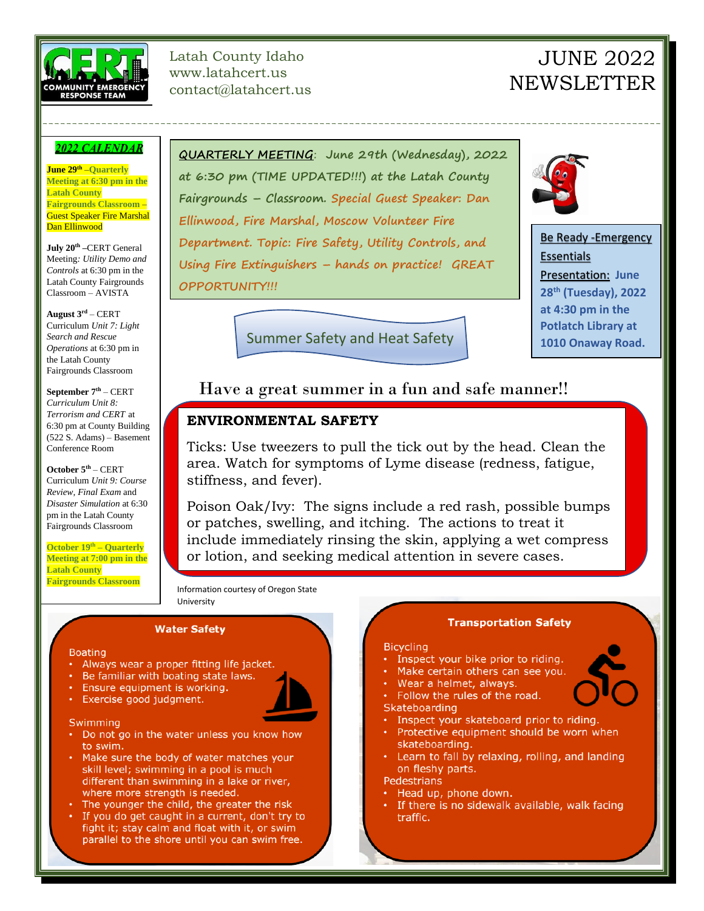Latah County Idaho
www.latahcert.us
contact@latahcert.us

# JUNE 2022 NEWSLETTER

## *2022 CALENDAR*

**June 29th – Quarterly Meeting at 6:30 pm in the Latah County Fairgrounds Classroom** – Guest Speaker Fire Marshal Dan Ellinwood

**July 20th** – CERT General Meeting: *Utility Demo and Controls* at 6:30 pm in the Latah County Fairgrounds Classroom – AVISTA

**August 3rd** – CERT Curriculum *Unit 7: Light Search and Rescue Operations* at 6:30 pm in the Latah County Fairgrounds Classroom

**September 7th** – CERT *Curriculum Unit 8: Terrorism and CERT* at 6:30 pm at County Building (522 S. Adams) – Basement Conference Room

**October 5th** – CERT Curriculum *Unit 9: Course Review, Final Exam* and *Disaster Simulation* at 6:30 pm in the Latah County Fairgrounds Classroom

**October 19th – Quarterly Meeting at 7:00 pm in the Latah County Fairgrounds Classroom**

---

**QUARTERLY MEETING**: June 29th (Wednesday), 2022 at 6:30 pm (TIME UPDATED!!!) at the Latah County Fairgrounds – Classroom. Special Guest Speaker: Dan Ellinwood, Fire Marshal, Moscow Volunteer Fire Department. Topic: Fire Safety, Utility Controls, and Using Fire Extinguishers – hands on practice! GREAT OPPORTUNITY!!!

**Be Ready -Emergency Essentials Presentation: June 28th (Tuesday), 2022 at 4:30 pm in the Potlatch Library at 1010 Onaway Road.**

## Summer Safety and Heat Safety

Have a great summer in a fun and safe manner!!

### ENVIRONMENTAL SAFETY

Ticks: Use tweezers to pull the tick out by the head. Clean the area. Watch for symptoms of Lyme disease (redness, fatigue, stiffness, and fever).

Poison Oak/Ivy: The signs include a red rash, possible bumps or patches, swelling, and itching. The actions to treat it include immediately rinsing the skin, applying a wet compress or lotion, and seeking medical attention in severe cases.

Information courtesy of Oregon State University

### Water Safety

Boating
- Always wear a proper fitting life jacket.
- Be familiar with boating state laws.
- Ensure equipment is working.
- Exercise good judgment.

Swimming
- Do not go in the water unless you know how to swim.
- Make sure the body of water matches your skill level; swimming in a pool is much different than swimming in a lake or river, where more strength is needed.
- The younger the child, the greater the risk
- If you do get caught in a current, don't try to fight it; stay calm and float with it, or swim parallel to the shore until you can swim free.

### Transportation Safety

Bicycling
- Inspect your bike prior to riding.
- Make certain others can see you.
- Wear a helmet, always.
- Follow the rules of the road.

Skateboarding
- Inspect your skateboard prior to riding.
- Protective equipment should be worn when skateboarding.
- Learn to fall by relaxing, rolling, and landing on fleshy parts.

Pedestrians
- Head up, phone down.
- If there is no sidewalk available, walk facing traffic.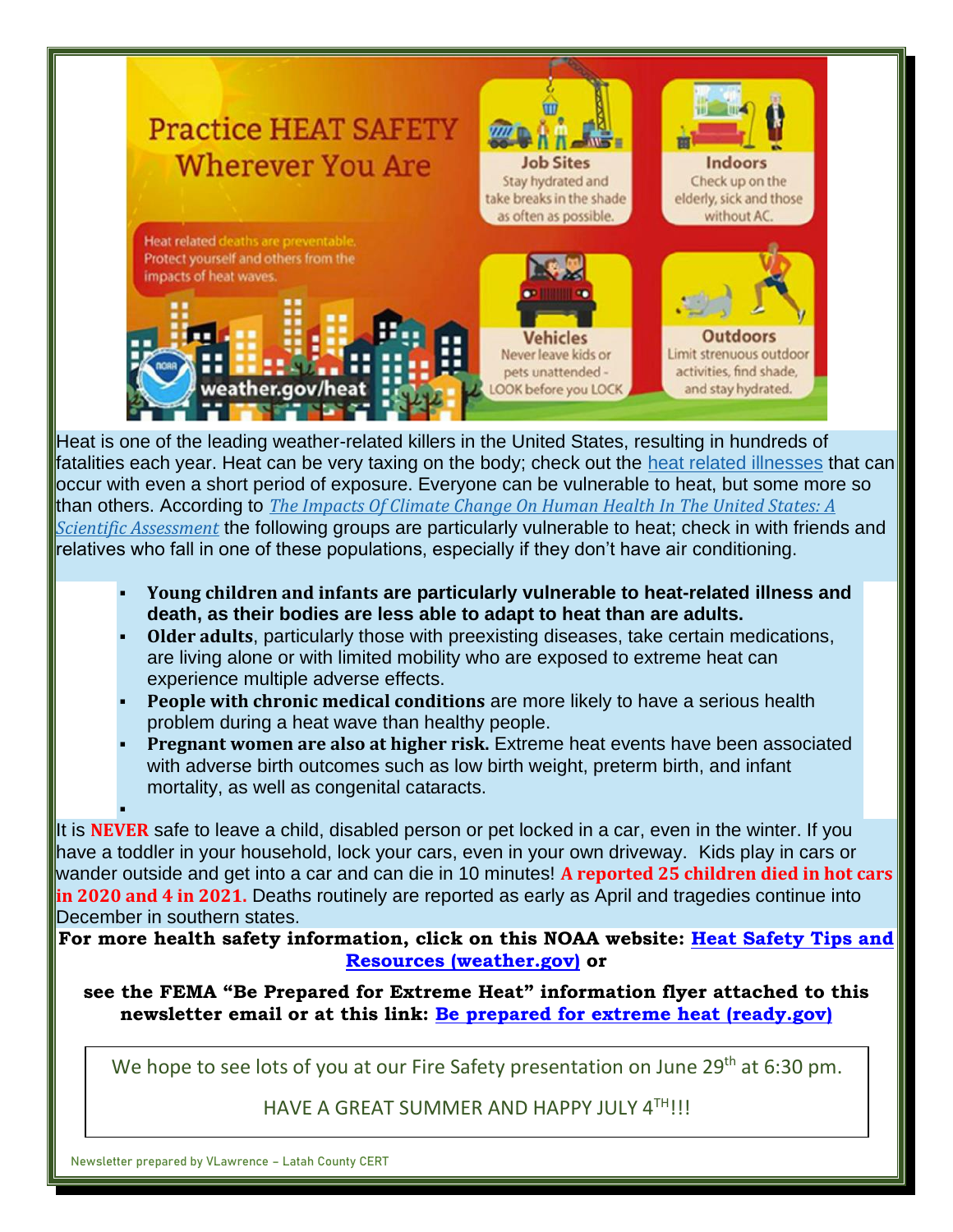Practice HEAT SAFETY Wherever You Are

Heat related deaths are preventable. Protect yourself and others from the impacts of heat waves.

weather.gov/heat

**Job Sites**
Stay hydrated and take breaks in the shade as often as possible.

**Indoors**
Check up on the elderly, sick and those without AC.

**Vehicles**
Never leave kids or pets unattended - LOOK before you LOCK

**Outdoors**
Limit strenuous outdoor activities, find shade, and stay hydrated.

Heat is one of the leading weather-related killers in the United States, resulting in hundreds of fatalities each year. Heat can be very taxing on the body; check out the heat related illnesses that can occur with even a short period of exposure. Everyone can be vulnerable to heat, but some more so than others. According to *The Impacts Of Climate Change On Human Health In The United States: A Scientific Assessment* the following groups are particularly vulnerable to heat; check in with friends and relatives who fall in one of these populations, especially if they don't have air conditioning.

- **Young children and infants are particularly vulnerable to heat-related illness and death, as their bodies are less able to adapt to heat than are adults.**
- **Older adults**, particularly those with preexisting diseases, take certain medications, are living alone or with limited mobility who are exposed to extreme heat can experience multiple adverse effects.
- **People with chronic medical conditions** are more likely to have a serious health problem during a heat wave than healthy people.
- **Pregnant women are also at higher risk.** Extreme heat events have been associated with adverse birth outcomes such as low birth weight, preterm birth, and infant mortality, as well as congenital cataracts.

It is **NEVER** safe to leave a child, disabled person or pet locked in a car, even in the winter. If you have a toddler in your household, lock your cars, even in your own driveway. Kids play in cars or wander outside and get into a car and can die in 10 minutes! **A reported 25 children died in hot cars in 2020 and 4 in 2021.** Deaths routinely are reported as early as April and tragedies continue into December in southern states.

**For more health safety information, click on this NOAA website: Heat Safety Tips and Resources (weather.gov) or**

**see the FEMA "Be Prepared for Extreme Heat" information flyer attached to this newsletter email or at this link: Be prepared for extreme heat (ready.gov)**

We hope to see lots of you at our Fire Safety presentation on June 29th at 6:30 pm.

HAVE A GREAT SUMMER AND HAPPY JULY 4TH!!!

Newsletter prepared by VLawrence – Latah County CERT